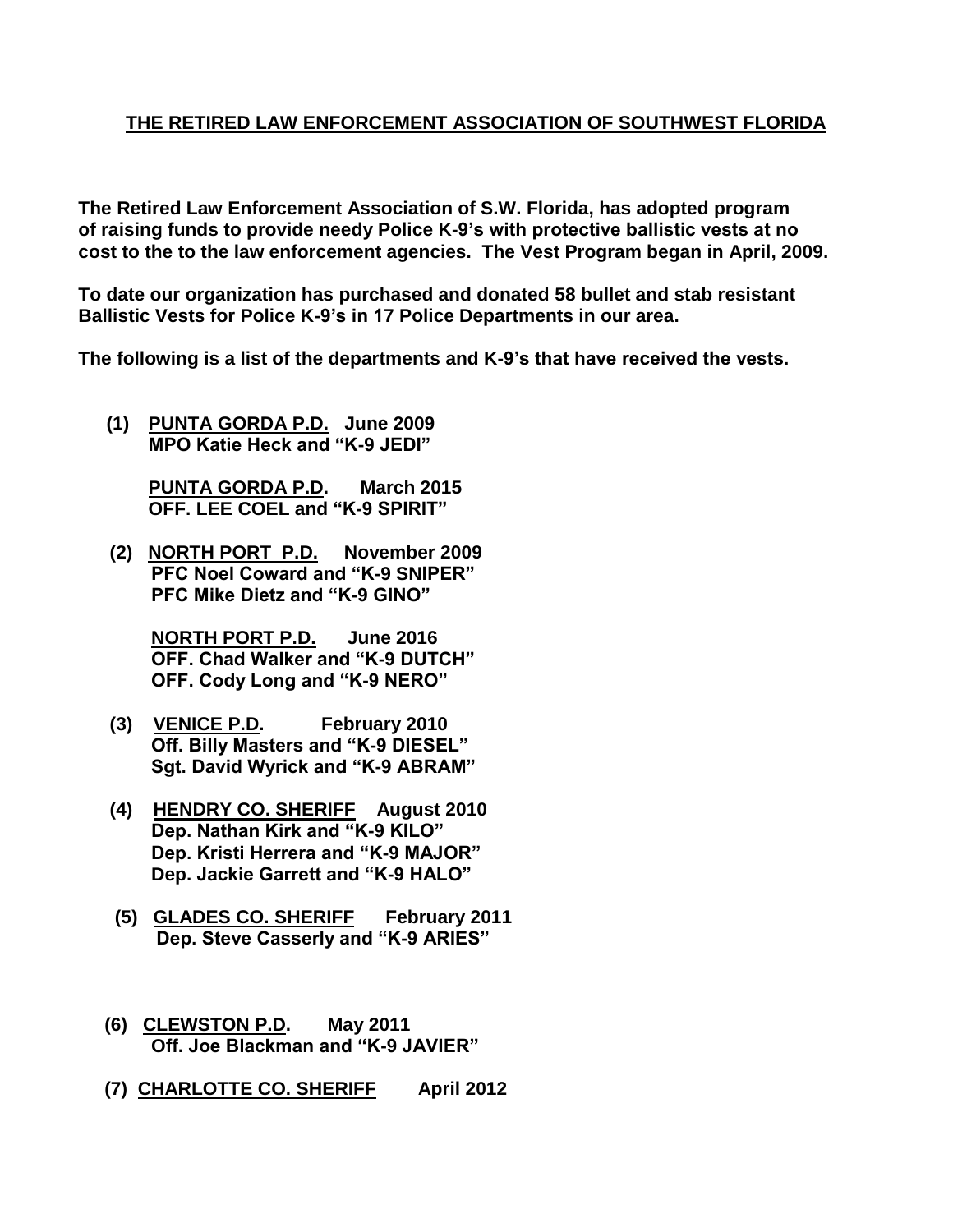## THE RETIRED LAW ENFORCEMENT ASSOCIATION OF SOUTHWEST FLORIDA

**The Retired Law Enforcement Association of S.W. Florida, has adopted program of raising funds to provide needy Police K-9's with protective ballistic vests at no cost to the to the law enforcement agencies. The Vest Program began in April, 2009.**

**To date our organization has purchased and donated 58 bullet and stab resistant Ballistic Vests for Police K-9's in 17 Police Departments in our area.**

**The following is a list of the departments and K-9's that have received the vests.**

**(1) PUNTA GORDA P.D. June 2009**
**MPO Katie Heck and "K-9 JEDI"**

**PUNTA GORDA P.D. March 2015**
**OFF. LEE COEL and "K-9 SPIRIT"**

**(2) NORTH PORT P.D. November 2009**
**PFC Noel Coward and "K-9 SNIPER"**
**PFC Mike Dietz and "K-9 GINO"**

**NORTH PORT P.D. June 2016**
**OFF. Chad Walker and "K-9 DUTCH"**
**OFF. Cody Long and "K-9 NERO"**

**(3) VENICE P.D. February 2010**
**Off. Billy Masters and "K-9 DIESEL"**
**Sgt. David Wyrick and "K-9 ABRAM"**

**(4) HENDRY CO. SHERIFF August 2010**
**Dep. Nathan Kirk and "K-9 KILO"**
**Dep. Kristi Herrera and "K-9 MAJOR"**
**Dep. Jackie Garrett and "K-9 HALO"**

**(5) GLADES CO. SHERIFF February 2011**
**Dep. Steve Casserly and "K-9 ARIES"**

**(6) CLEWSTON P.D. May 2011**
**Off. Joe Blackman and "K-9 JAVIER"**

**(7) CHARLOTTE CO. SHERIFF April 2012**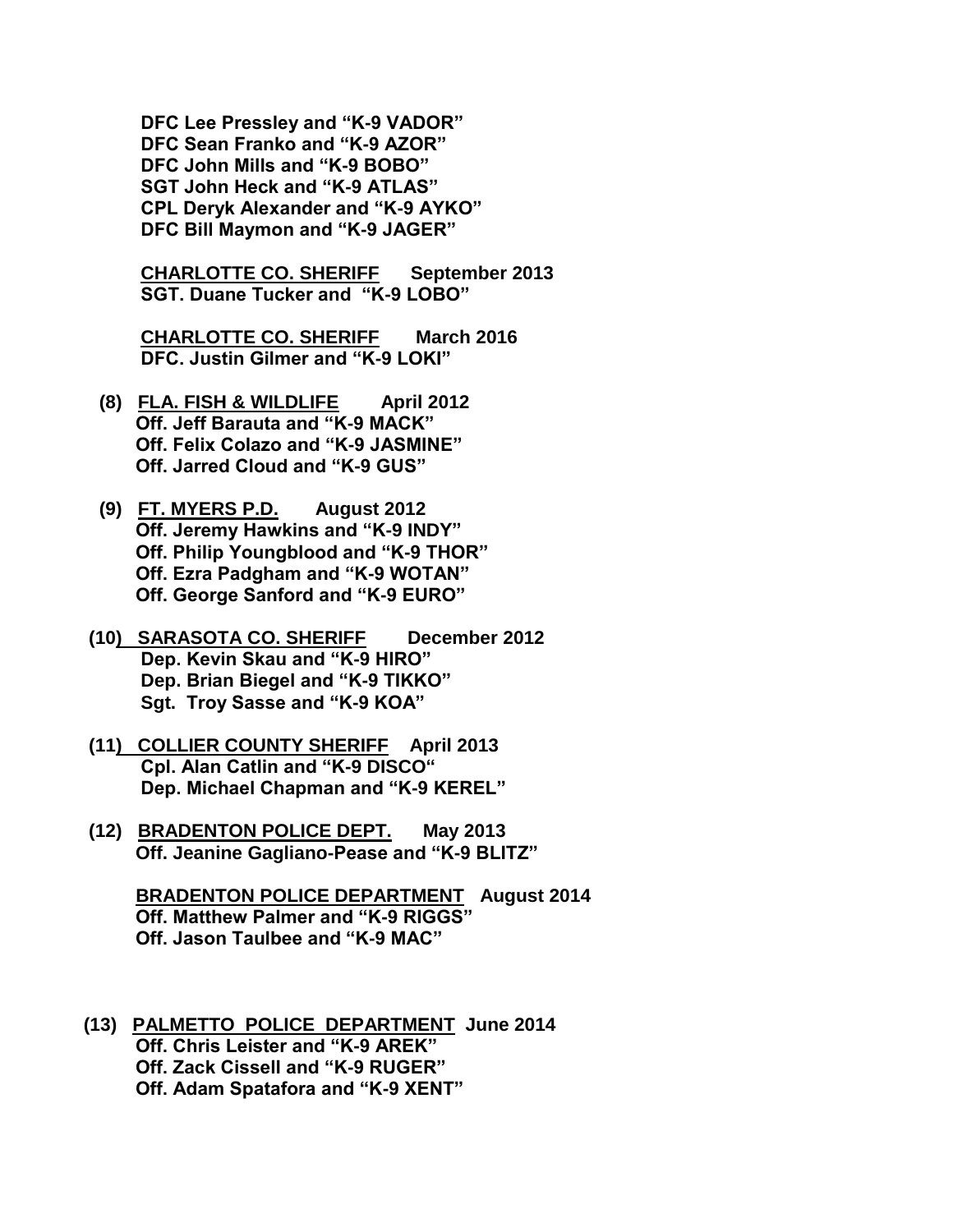**DFC Lee Pressley and "K-9 VADOR"**
**DFC Sean Franko and "K-9 AZOR"**
**DFC John Mills and "K-9 BOBO"**
**SGT John Heck and "K-9 ATLAS"**
**CPL Deryk Alexander and "K-9 AYKO"**
**DFC Bill Maymon and "K-9 JAGER"**

**<u>CHARLOTTE CO. SHERIFF</u> September 2013**
**SGT. Duane Tucker and "K-9 LOBO"**

**<u>CHARLOTTE CO. SHERIFF</u> March 2016**
**DFC. Justin Gilmer and "K-9 LOKI"**

**(8) <u>FLA. FISH & WILDLIFE</u> April 2012**
**Off. Jeff Barauta and "K-9 MACK"**
**Off. Felix Colazo and "K-9 JASMINE"**
**Off. Jarred Cloud and "K-9 GUS"**

**(9) <u>FT. MYERS P.D.</u> August 2012**
**Off. Jeremy Hawkins and "K-9 INDY"**
**Off. Philip Youngblood and "K-9 THOR"**
**Off. Ezra Padgham and "K-9 WOTAN"**
**Off. George Sanford and "K-9 EURO"**

**(10) <u>SARASOTA CO. SHERIFF</u> December 2012**
**Dep. Kevin Skau and "K-9 HIRO"**
**Dep. Brian Biegel and "K-9 TIKKO"**
**Sgt. Troy Sasse and "K-9 KOA"**

**(11) <u>COLLIER COUNTY SHERIFF</u> April 2013**
**Cpl. Alan Catlin and "K-9 DISCO"**
**Dep. Michael Chapman and "K-9 KEREL"**

**(12) <u>BRADENTON POLICE DEPT.</u> May 2013**
**Off. Jeanine Gagliano-Pease and "K-9 BLITZ"**

**<u>BRADENTON POLICE DEPARTMENT</u> August 2014**
**Off. Matthew Palmer and "K-9 RIGGS"**
**Off. Jason Taulbee and "K-9 MAC"**

**(13) <u>PALMETTO POLICE DEPARTMENT</u> June 2014**
**Off. Chris Leister and "K-9 AREK"**
**Off. Zack Cissell and "K-9 RUGER"**
**Off. Adam Spatafora and "K-9 XENT"**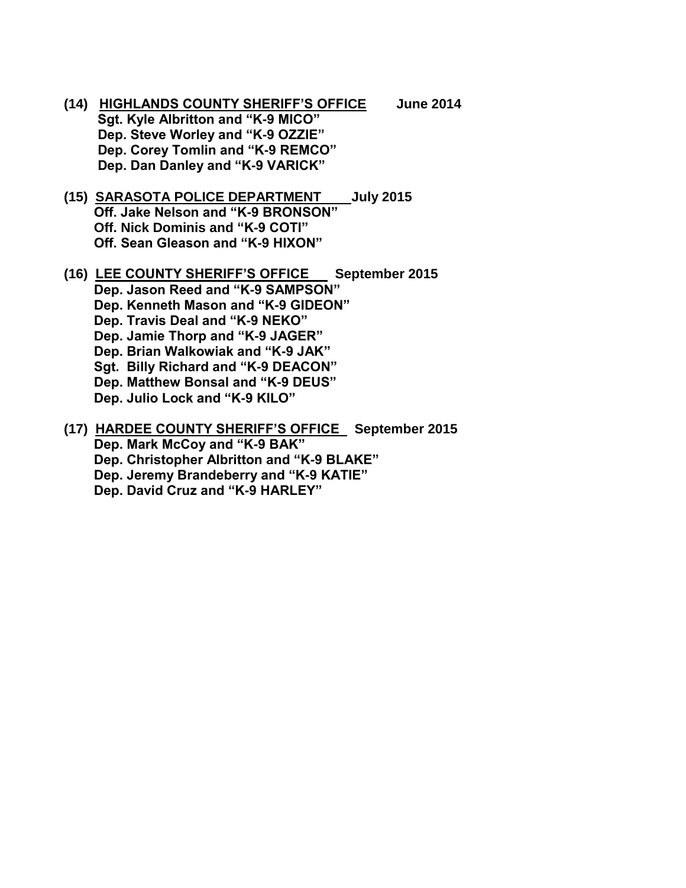**(14) <u>HIGHLANDS COUNTY SHERIFF'S OFFICE</u> June 2014**

**Sgt. Kyle Albritton and "K-9 MICO"**
**Dep. Steve Worley and "K-9 OZZIE"**
**Dep. Corey Tomlin and "K-9 REMCO"**
**Dep. Dan Danley and "K-9 VARICK"**

**(15) <u>SARASOTA POLICE DEPARTMENT</u> July 2015**

**Off. Jake Nelson and "K-9 BRONSON"**
**Off. Nick Dominis and "K-9 COTI"**
**Off. Sean Gleason and "K-9 HIXON"**

**(16) <u>LEE COUNTY SHERIFF'S OFFICE</u> September 2015**

**Dep. Jason Reed and "K-9 SAMPSON"**
**Dep. Kenneth Mason and "K-9 GIDEON"**
**Dep. Travis Deal and "K-9 NEKO"**
**Dep. Jamie Thorp and "K-9 JAGER"**
**Dep. Brian Walkowiak and "K-9 JAK"**
**Sgt. Billy Richard and "K-9 DEACON"**
**Dep. Matthew Bonsal and "K-9 DEUS"**
**Dep. Julio Lock and "K-9 KILO"**

**(17) <u>HARDEE COUNTY SHERIFF'S OFFICE</u> September 2015**

**Dep. Mark McCoy and "K-9 BAK"**
**Dep. Christopher Albritton and "K-9 BLAKE"**
**Dep. Jeremy Brandeberry and "K-9 KATIE"**
**Dep. David Cruz and "K-9 HARLEY"**